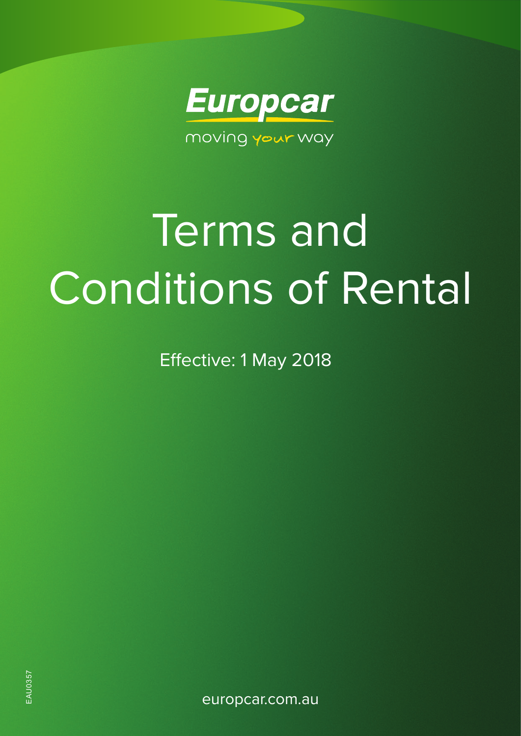Europcar

moving your way

# Terms and Conditions of Rental

Effective: 1 May 2018

EAU0357

europcar.com.au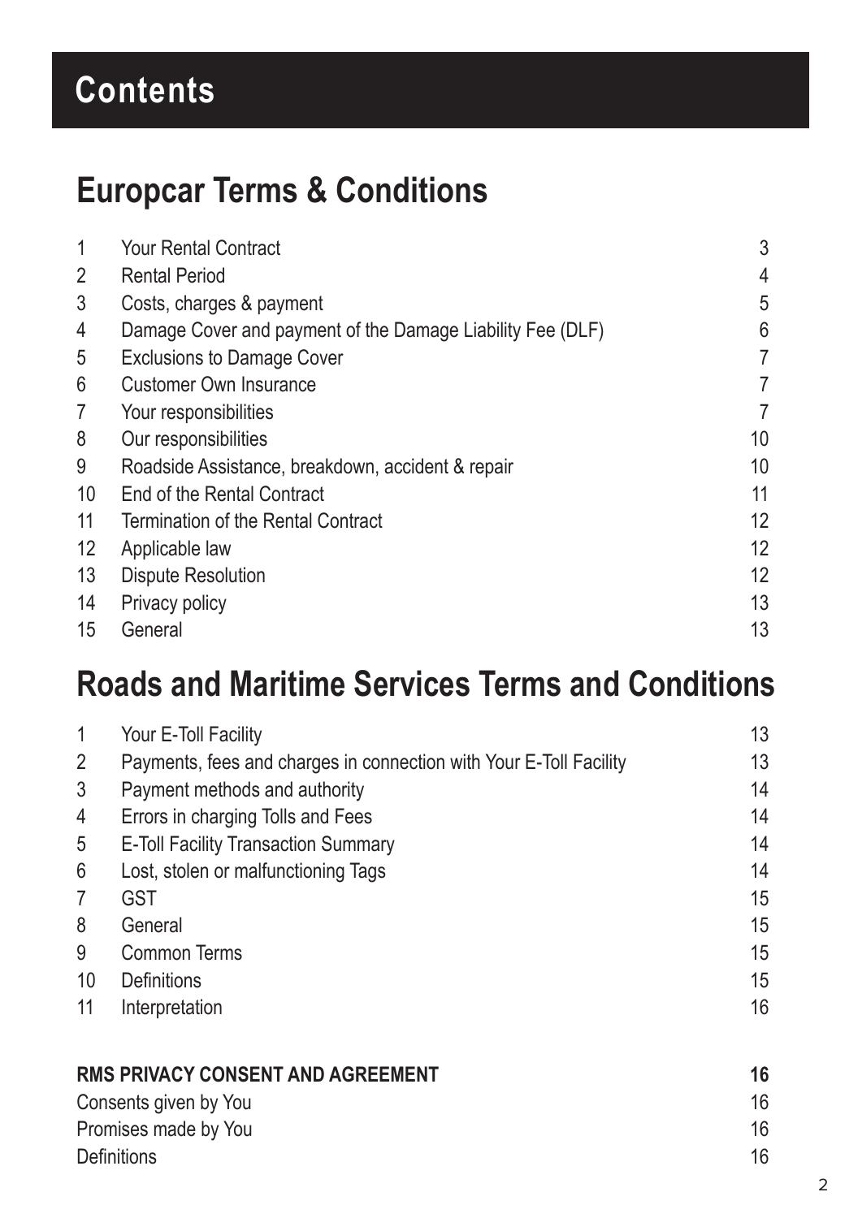# Contents

## Europcar Terms & Conditions

| | | |
|---|---|---|
| 1 | Your Rental Contract | 3 |
| 2 | Rental Period | 4 |
| 3 | Costs, charges & payment | 5 |
| 4 | Damage Cover and payment of the Damage Liability Fee (DLF) | 6 |
| 5 | Exclusions to Damage Cover | 7 |
| 6 | Customer Own Insurance | 7 |
| 7 | Your responsibilities | 7 |
| 8 | Our responsibilities | 10 |
| 9 | Roadside Assistance, breakdown, accident & repair | 10 |
| 10 | End of the Rental Contract | 11 |
| 11 | Termination of the Rental Contract | 12 |
| 12 | Applicable law | 12 |
| 13 | Dispute Resolution | 12 |
| 14 | Privacy policy | 13 |
| 15 | General | 13 |

## Roads and Maritime Services Terms and Conditions

| | | |
|---|---|---|
| 1 | Your E-Toll Facility | 13 |
| 2 | Payments, fees and charges in connection with Your E-Toll Facility | 13 |
| 3 | Payment methods and authority | 14 |
| 4 | Errors in charging Tolls and Fees | 14 |
| 5 | E-Toll Facility Transaction Summary | 14 |
| 6 | Lost, stolen or malfunctioning Tags | 14 |
| 7 | GST | 15 |
| 8 | General | 15 |
| 9 | Common Terms | 15 |
| 10 | Definitions | 15 |
| 11 | Interpretation | 16 |

| | |
|---|---|
| **RMS PRIVACY CONSENT AND AGREEMENT** | **16** |
| Consents given by You | 16 |
| Promises made by You | 16 |
| Definitions | 16 |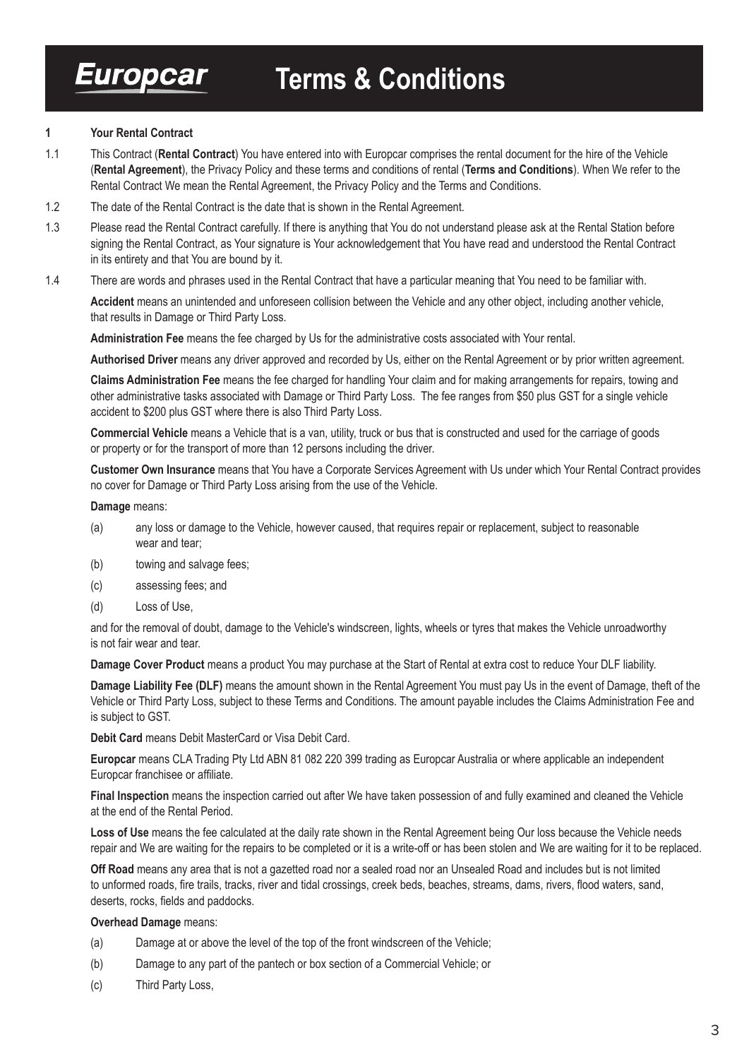# Europcar Terms & Conditions

## 1 Your Rental Contract

1.1 This Contract (**Rental Contract**) You have entered into with Europcar comprises the rental document for the hire of the Vehicle (**Rental Agreement**), the Privacy Policy and these terms and conditions of rental (**Terms and Conditions**). When We refer to the Rental Contract We mean the Rental Agreement, the Privacy Policy and the Terms and Conditions.

1.2 The date of the Rental Contract is the date that is shown in the Rental Agreement.

1.3 Please read the Rental Contract carefully. If there is anything that You do not understand please ask at the Rental Station before signing the Rental Contract, as Your signature is Your acknowledgement that You have read and understood the Rental Contract in its entirety and that You are bound by it.

1.4 There are words and phrases used in the Rental Contract that have a particular meaning that You need to be familiar with.

**Accident** means an unintended and unforeseen collision between the Vehicle and any other object, including another vehicle, that results in Damage or Third Party Loss.

**Administration Fee** means the fee charged by Us for the administrative costs associated with Your rental.

**Authorised Driver** means any driver approved and recorded by Us, either on the Rental Agreement or by prior written agreement.

**Claims Administration Fee** means the fee charged for handling Your claim and for making arrangements for repairs, towing and other administrative tasks associated with Damage or Third Party Loss. The fee ranges from $50 plus GST for a single vehicle accident to $200 plus GST where there is also Third Party Loss.

**Commercial Vehicle** means a Vehicle that is a van, utility, truck or bus that is constructed and used for the carriage of goods or property or for the transport of more than 12 persons including the driver.

**Customer Own Insurance** means that You have a Corporate Services Agreement with Us under which Your Rental Contract provides no cover for Damage or Third Party Loss arising from the use of the Vehicle.

**Damage** means:

(a) any loss or damage to the Vehicle, however caused, that requires repair or replacement, subject to reasonable wear and tear;

(b) towing and salvage fees;

(c) assessing fees; and

(d) Loss of Use,

and for the removal of doubt, damage to the Vehicle's windscreen, lights, wheels or tyres that makes the Vehicle unroadworthy is not fair wear and tear.

**Damage Cover Product** means a product You may purchase at the Start of Rental at extra cost to reduce Your DLF liability.

**Damage Liability Fee (DLF)** means the amount shown in the Rental Agreement You must pay Us in the event of Damage, theft of the Vehicle or Third Party Loss, subject to these Terms and Conditions. The amount payable includes the Claims Administration Fee and is subject to GST.

**Debit Card** means Debit MasterCard or Visa Debit Card.

**Europcar** means CLA Trading Pty Ltd ABN 81 082 220 399 trading as Europcar Australia or where applicable an independent Europcar franchisee or affiliate.

**Final Inspection** means the inspection carried out after We have taken possession of and fully examined and cleaned the Vehicle at the end of the Rental Period.

**Loss of Use** means the fee calculated at the daily rate shown in the Rental Agreement being Our loss because the Vehicle needs repair and We are waiting for the repairs to be completed or it is a write-off or has been stolen and We are waiting for it to be replaced.

**Off Road** means any area that is not a gazetted road nor a sealed road nor an Unsealed Road and includes but is not limited to unformed roads, fire trails, tracks, river and tidal crossings, creek beds, beaches, streams, dams, rivers, flood waters, sand, deserts, rocks, fields and paddocks.

**Overhead Damage** means:

(a) Damage at or above the level of the top of the front windscreen of the Vehicle;

(b) Damage to any part of the pantech or box section of a Commercial Vehicle; or

(c) Third Party Loss,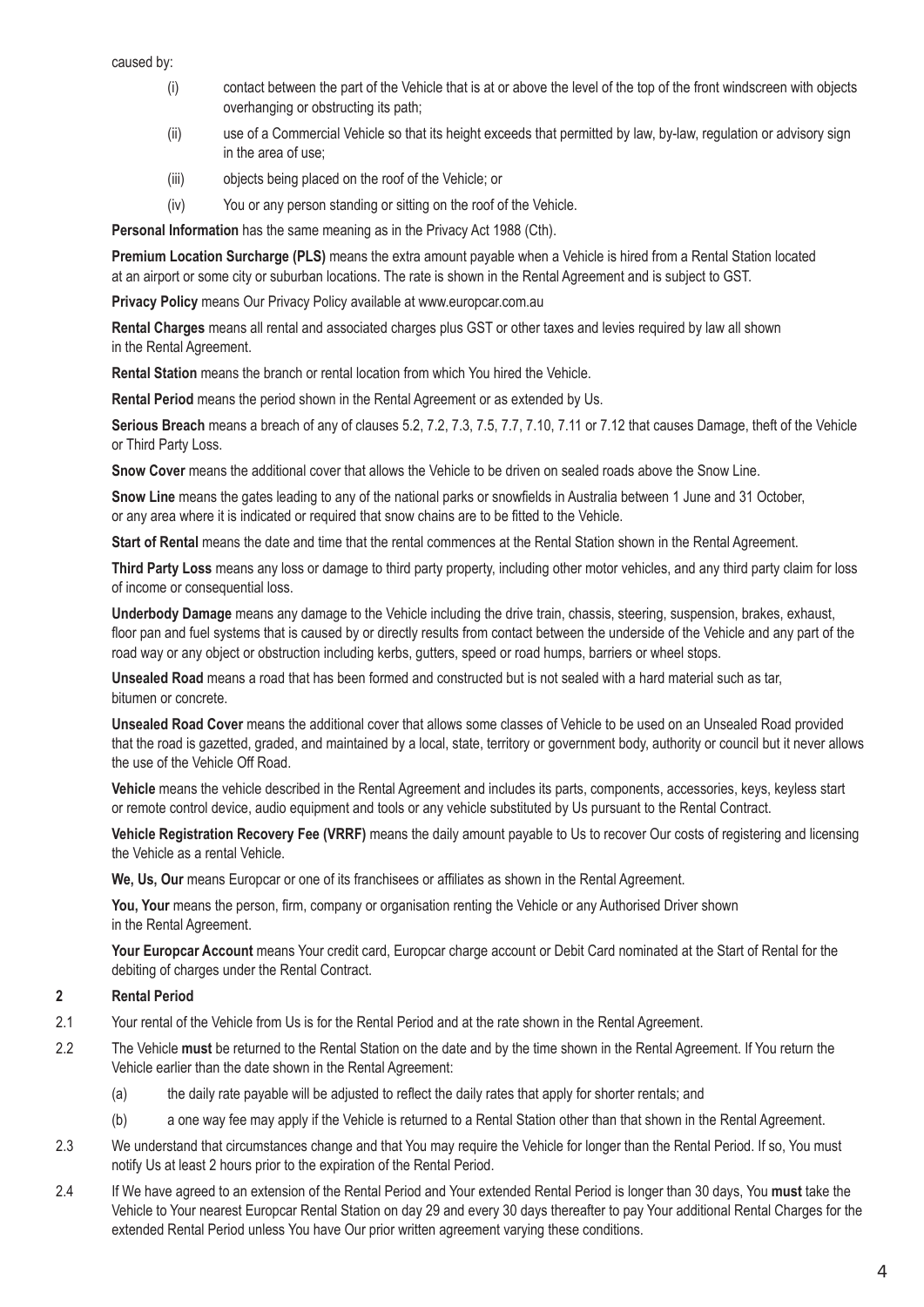caused by:

- (i) contact between the part of the Vehicle that is at or above the level of the top of the front windscreen with objects overhanging or obstructing its path;
- (ii) use of a Commercial Vehicle so that its height exceeds that permitted by law, by-law, regulation or advisory sign in the area of use;
- (iii) objects being placed on the roof of the Vehicle; or
- (iv) You or any person standing or sitting on the roof of the Vehicle.

**Personal Information** has the same meaning as in the Privacy Act 1988 (Cth).

**Premium Location Surcharge (PLS)** means the extra amount payable when a Vehicle is hired from a Rental Station located at an airport or some city or suburban locations. The rate is shown in the Rental Agreement and is subject to GST.

**Privacy Policy** means Our Privacy Policy available at www.europcar.com.au

**Rental Charges** means all rental and associated charges plus GST or other taxes and levies required by law all shown in the Rental Agreement.

**Rental Station** means the branch or rental location from which You hired the Vehicle.

**Rental Period** means the period shown in the Rental Agreement or as extended by Us.

**Serious Breach** means a breach of any of clauses 5.2, 7.2, 7.3, 7.5, 7.7, 7.10, 7.11 or 7.12 that causes Damage, theft of the Vehicle or Third Party Loss.

**Snow Cover** means the additional cover that allows the Vehicle to be driven on sealed roads above the Snow Line.

**Snow Line** means the gates leading to any of the national parks or snowfields in Australia between 1 June and 31 October, or any area where it is indicated or required that snow chains are to be fitted to the Vehicle.

**Start of Rental** means the date and time that the rental commences at the Rental Station shown in the Rental Agreement.

**Third Party Loss** means any loss or damage to third party property, including other motor vehicles, and any third party claim for loss of income or consequential loss.

**Underbody Damage** means any damage to the Vehicle including the drive train, chassis, steering, suspension, brakes, exhaust, floor pan and fuel systems that is caused by or directly results from contact between the underside of the Vehicle and any part of the road way or any object or obstruction including kerbs, gutters, speed or road humps, barriers or wheel stops.

**Unsealed Road** means a road that has been formed and constructed but is not sealed with a hard material such as tar, bitumen or concrete.

**Unsealed Road Cover** means the additional cover that allows some classes of Vehicle to be used on an Unsealed Road provided that the road is gazetted, graded, and maintained by a local, state, territory or government body, authority or council but it never allows the use of the Vehicle Off Road.

**Vehicle** means the vehicle described in the Rental Agreement and includes its parts, components, accessories, keys, keyless start or remote control device, audio equipment and tools or any vehicle substituted by Us pursuant to the Rental Contract.

**Vehicle Registration Recovery Fee (VRRF)** means the daily amount payable to Us to recover Our costs of registering and licensing the Vehicle as a rental Vehicle.

**We, Us, Our** means Europcar or one of its franchisees or affiliates as shown in the Rental Agreement.

**You, Your** means the person, firm, company or organisation renting the Vehicle or any Authorised Driver shown in the Rental Agreement.

**Your Europcar Account** means Your credit card, Europcar charge account or Debit Card nominated at the Start of Rental for the debiting of charges under the Rental Contract.

## 2 Rental Period

2.1 Your rental of the Vehicle from Us is for the Rental Period and at the rate shown in the Rental Agreement.

2.2 The Vehicle **must** be returned to the Rental Station on the date and by the time shown in the Rental Agreement. If You return the Vehicle earlier than the date shown in the Rental Agreement:

- (a) the daily rate payable will be adjusted to reflect the daily rates that apply for shorter rentals; and
- (b) a one way fee may apply if the Vehicle is returned to a Rental Station other than that shown in the Rental Agreement.

2.3 We understand that circumstances change and that You may require the Vehicle for longer than the Rental Period. If so, You must notify Us at least 2 hours prior to the expiration of the Rental Period.

2.4 If We have agreed to an extension of the Rental Period and Your extended Rental Period is longer than 30 days, You **must** take the Vehicle to Your nearest Europcar Rental Station on day 29 and every 30 days thereafter to pay Your additional Rental Charges for the extended Rental Period unless You have Our prior written agreement varying these conditions.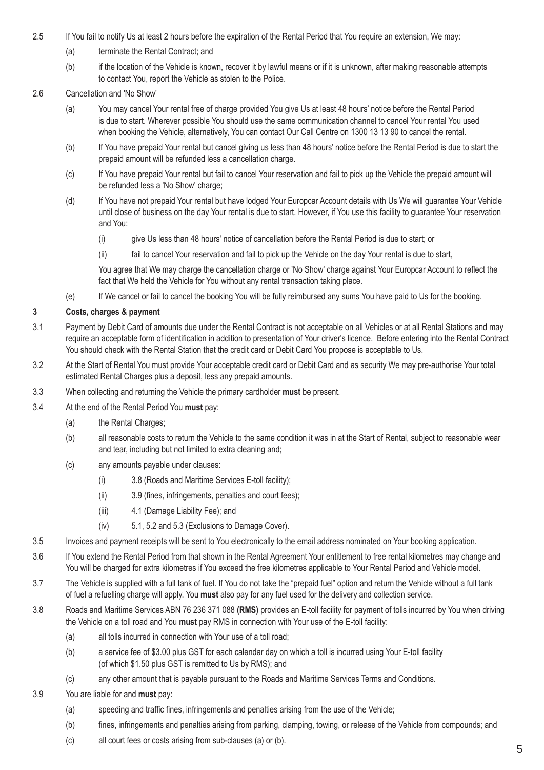2.5 If You fail to notify Us at least 2 hours before the expiration of the Rental Period that You require an extension, We may:

(a) terminate the Rental Contract; and

(b) if the location of the Vehicle is known, recover it by lawful means or if it is unknown, after making reasonable attempts to contact You, report the Vehicle as stolen to the Police.

2.6 Cancellation and 'No Show'

(a) You may cancel Your rental free of charge provided You give Us at least 48 hours' notice before the Rental Period is due to start. Wherever possible You should use the same communication channel to cancel Your rental You used when booking the Vehicle, alternatively, You can contact Our Call Centre on 1300 13 13 90 to cancel the rental.

(b) If You have prepaid Your rental but cancel giving us less than 48 hours' notice before the Rental Period is due to start the prepaid amount will be refunded less a cancellation charge.

(c) If You have prepaid Your rental but fail to cancel Your reservation and fail to pick up the Vehicle the prepaid amount will be refunded less a 'No Show' charge;

(d) If You have not prepaid Your rental but have lodged Your Europcar Account details with Us We will guarantee Your Vehicle until close of business on the day Your rental is due to start. However, if You use this facility to guarantee Your reservation and You:

(i) give Us less than 48 hours' notice of cancellation before the Rental Period is due to start; or

(ii) fail to cancel Your reservation and fail to pick up the Vehicle on the day Your rental is due to start,

You agree that We may charge the cancellation charge or 'No Show' charge against Your Europcar Account to reflect the fact that We held the Vehicle for You without any rental transaction taking place.

(e) If We cancel or fail to cancel the booking You will be fully reimbursed any sums You have paid to Us for the booking.

## 3 Costs, charges & payment

3.1 Payment by Debit Card of amounts due under the Rental Contract is not acceptable on all Vehicles or at all Rental Stations and may require an acceptable form of identification in addition to presentation of Your driver's licence. Before entering into the Rental Contract You should check with the Rental Station that the credit card or Debit Card You propose is acceptable to Us.

3.2 At the Start of Rental You must provide Your acceptable credit card or Debit Card and as security We may pre-authorise Your total estimated Rental Charges plus a deposit, less any prepaid amounts.

3.3 When collecting and returning the Vehicle the primary cardholder **must** be present.

3.4 At the end of the Rental Period You **must** pay:

(a) the Rental Charges;

(b) all reasonable costs to return the Vehicle to the same condition it was in at the Start of Rental, subject to reasonable wear and tear, including but not limited to extra cleaning and;

(c) any amounts payable under clauses:

(i) 3.8 (Roads and Maritime Services E-toll facility);

(ii) 3.9 (fines, infringements, penalties and court fees);

(iii) 4.1 (Damage Liability Fee); and

(iv) 5.1, 5.2 and 5.3 (Exclusions to Damage Cover).

3.5 Invoices and payment receipts will be sent to You electronically to the email address nominated on Your booking application.

3.6 If You extend the Rental Period from that shown in the Rental Agreement Your entitlement to free rental kilometres may change and You will be charged for extra kilometres if You exceed the free kilometres applicable to Your Rental Period and Vehicle model.

3.7 The Vehicle is supplied with a full tank of fuel. If You do not take the "prepaid fuel" option and return the Vehicle without a full tank of fuel a refuelling charge will apply. You **must** also pay for any fuel used for the delivery and collection service.

3.8 Roads and Maritime Services ABN 76 236 371 088 **(RMS)** provides an E-toll facility for payment of tolls incurred by You when driving the Vehicle on a toll road and You **must** pay RMS in connection with Your use of the E-toll facility:

(a) all tolls incurred in connection with Your use of a toll road;

(b) a service fee of $3.00 plus GST for each calendar day on which a toll is incurred using Your E-toll facility (of which $1.50 plus GST is remitted to Us by RMS); and

(c) any other amount that is payable pursuant to the Roads and Maritime Services Terms and Conditions.

3.9 You are liable for and **must** pay:

(a) speeding and traffic fines, infringements and penalties arising from the use of the Vehicle;

(b) fines, infringements and penalties arising from parking, clamping, towing, or release of the Vehicle from compounds; and

(c) all court fees or costs arising from sub-clauses (a) or (b).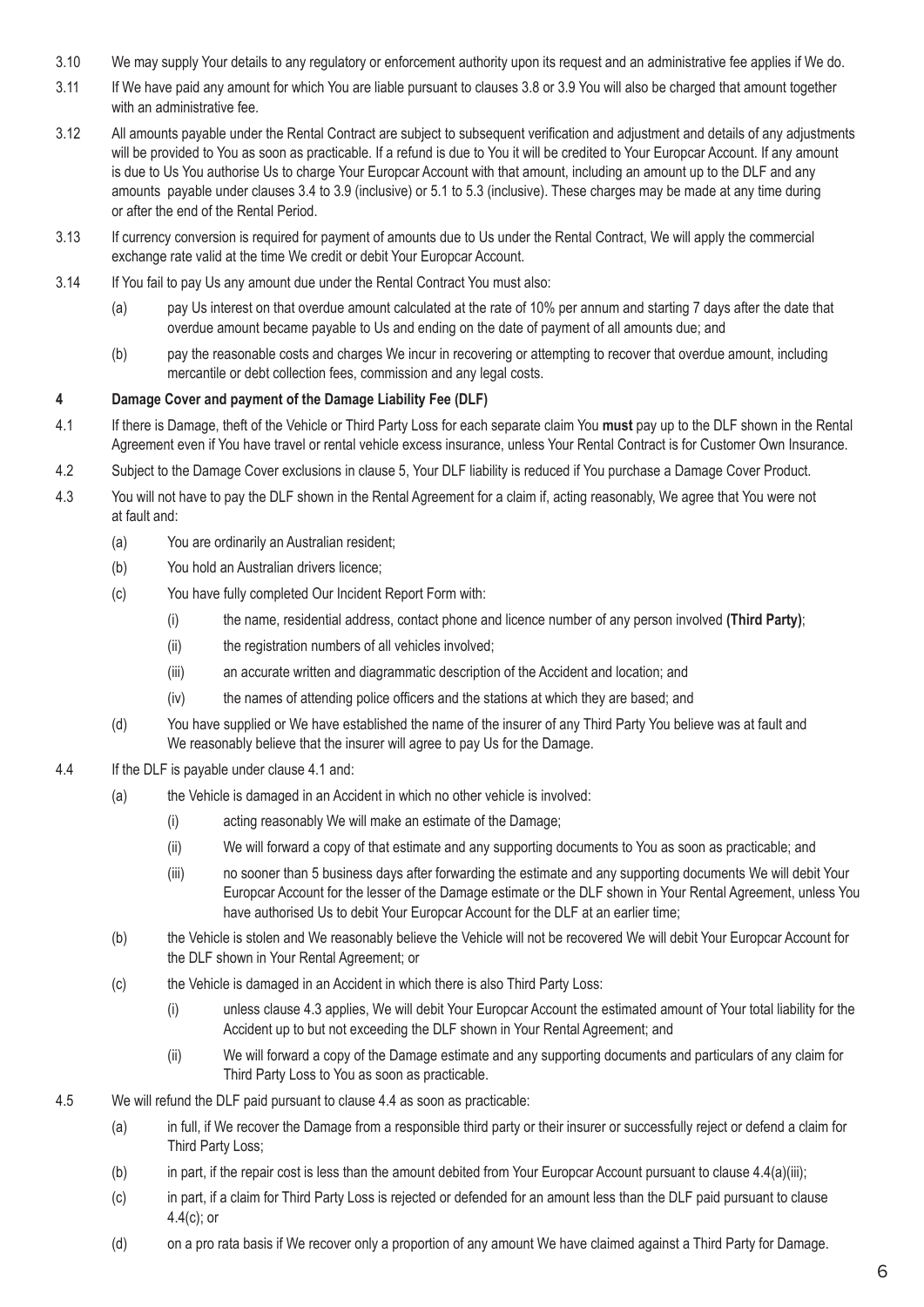3.10 We may supply Your details to any regulatory or enforcement authority upon its request and an administrative fee applies if We do.

3.11 If We have paid any amount for which You are liable pursuant to clauses 3.8 or 3.9 You will also be charged that amount together with an administrative fee.

3.12 All amounts payable under the Rental Contract are subject to subsequent verification and adjustment and details of any adjustments will be provided to You as soon as practicable. If a refund is due to You it will be credited to Your Europcar Account. If any amount is due to Us You authorise Us to charge Your Europcar Account with that amount, including an amount up to the DLF and any amounts payable under clauses 3.4 to 3.9 (inclusive) or 5.1 to 5.3 (inclusive). These charges may be made at any time during or after the end of the Rental Period.

3.13 If currency conversion is required for payment of amounts due to Us under the Rental Contract, We will apply the commercial exchange rate valid at the time We credit or debit Your Europcar Account.

3.14 If You fail to pay Us any amount due under the Rental Contract You must also:

- (a) pay Us interest on that overdue amount calculated at the rate of 10% per annum and starting 7 days after the date that overdue amount became payable to Us and ending on the date of payment of all amounts due; and
- (b) pay the reasonable costs and charges We incur in recovering or attempting to recover that overdue amount, including mercantile or debt collection fees, commission and any legal costs.

## 4 Damage Cover and payment of the Damage Liability Fee (DLF)

4.1 If there is Damage, theft of the Vehicle or Third Party Loss for each separate claim You **must** pay up to the DLF shown in the Rental Agreement even if You have travel or rental vehicle excess insurance, unless Your Rental Contract is for Customer Own Insurance.

4.2 Subject to the Damage Cover exclusions in clause 5, Your DLF liability is reduced if You purchase a Damage Cover Product.

4.3 You will not have to pay the DLF shown in the Rental Agreement for a claim if, acting reasonably, We agree that You were not at fault and:

- (a) You are ordinarily an Australian resident;
- (b) You hold an Australian drivers licence;
- (c) You have fully completed Our Incident Report Form with:
  - (i) the name, residential address, contact phone and licence number of any person involved **(Third Party)**;
  - (ii) the registration numbers of all vehicles involved;
  - (iii) an accurate written and diagrammatic description of the Accident and location; and
  - (iv) the names of attending police officers and the stations at which they are based; and
- (d) You have supplied or We have established the name of the insurer of any Third Party You believe was at fault and We reasonably believe that the insurer will agree to pay Us for the Damage.

4.4 If the DLF is payable under clause 4.1 and:

- (a) the Vehicle is damaged in an Accident in which no other vehicle is involved:
  - (i) acting reasonably We will make an estimate of the Damage;
  - (ii) We will forward a copy of that estimate and any supporting documents to You as soon as practicable; and
  - (iii) no sooner than 5 business days after forwarding the estimate and any supporting documents We will debit Your Europcar Account for the lesser of the Damage estimate or the DLF shown in Your Rental Agreement, unless You have authorised Us to debit Your Europcar Account for the DLF at an earlier time;
- (b) the Vehicle is stolen and We reasonably believe the Vehicle will not be recovered We will debit Your Europcar Account for the DLF shown in Your Rental Agreement; or
- (c) the Vehicle is damaged in an Accident in which there is also Third Party Loss:
  - (i) unless clause 4.3 applies, We will debit Your Europcar Account the estimated amount of Your total liability for the Accident up to but not exceeding the DLF shown in Your Rental Agreement; and
  - (ii) We will forward a copy of the Damage estimate and any supporting documents and particulars of any claim for Third Party Loss to You as soon as practicable.

4.5 We will refund the DLF paid pursuant to clause 4.4 as soon as practicable:

- (a) in full, if We recover the Damage from a responsible third party or their insurer or successfully reject or defend a claim for Third Party Loss;
- (b) in part, if the repair cost is less than the amount debited from Your Europcar Account pursuant to clause 4.4(a)(iii);
- (c) in part, if a claim for Third Party Loss is rejected or defended for an amount less than the DLF paid pursuant to clause 4.4(c); or
- (d) on a pro rata basis if We recover only a proportion of any amount We have claimed against a Third Party for Damage.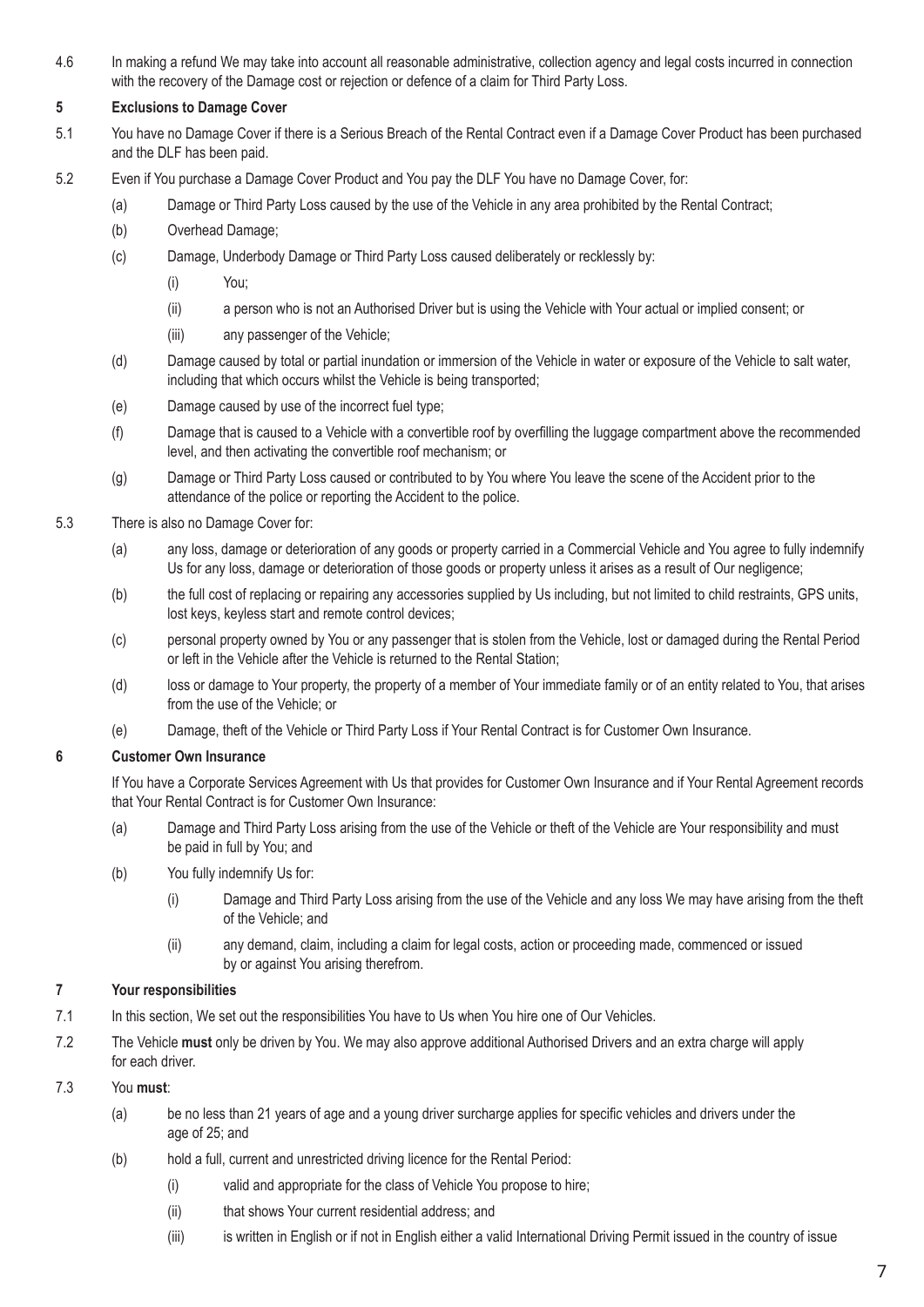4.6 In making a refund We may take into account all reasonable administrative, collection agency and legal costs incurred in connection with the recovery of the Damage cost or rejection or defence of a claim for Third Party Loss.

## 5 Exclusions to Damage Cover

5.1 You have no Damage Cover if there is a Serious Breach of the Rental Contract even if a Damage Cover Product has been purchased and the DLF has been paid.

5.2 Even if You purchase a Damage Cover Product and You pay the DLF You have no Damage Cover, for:

- (a) Damage or Third Party Loss caused by the use of the Vehicle in any area prohibited by the Rental Contract;
- (b) Overhead Damage;
- (c) Damage, Underbody Damage or Third Party Loss caused deliberately or recklessly by:
  - (i) You;
  - (ii) a person who is not an Authorised Driver but is using the Vehicle with Your actual or implied consent; or
  - (iii) any passenger of the Vehicle;
- (d) Damage caused by total or partial inundation or immersion of the Vehicle in water or exposure of the Vehicle to salt water, including that which occurs whilst the Vehicle is being transported;
- (e) Damage caused by use of the incorrect fuel type;
- (f) Damage that is caused to a Vehicle with a convertible roof by overfilling the luggage compartment above the recommended level, and then activating the convertible roof mechanism; or
- (g) Damage or Third Party Loss caused or contributed to by You where You leave the scene of the Accident prior to the attendance of the police or reporting the Accident to the police.

5.3 There is also no Damage Cover for:

- (a) any loss, damage or deterioration of any goods or property carried in a Commercial Vehicle and You agree to fully indemnify Us for any loss, damage or deterioration of those goods or property unless it arises as a result of Our negligence;
- (b) the full cost of replacing or repairing any accessories supplied by Us including, but not limited to child restraints, GPS units, lost keys, keyless start and remote control devices;
- (c) personal property owned by You or any passenger that is stolen from the Vehicle, lost or damaged during the Rental Period or left in the Vehicle after the Vehicle is returned to the Rental Station;
- (d) loss or damage to Your property, the property of a member of Your immediate family or of an entity related to You, that arises from the use of the Vehicle; or
- (e) Damage, theft of the Vehicle or Third Party Loss if Your Rental Contract is for Customer Own Insurance.

## 6 Customer Own Insurance

If You have a Corporate Services Agreement with Us that provides for Customer Own Insurance and if Your Rental Agreement records that Your Rental Contract is for Customer Own Insurance:

- (a) Damage and Third Party Loss arising from the use of the Vehicle or theft of the Vehicle are Your responsibility and must be paid in full by You; and
- (b) You fully indemnify Us for:
  - (i) Damage and Third Party Loss arising from the use of the Vehicle and any loss We may have arising from the theft of the Vehicle; and
  - (ii) any demand, claim, including a claim for legal costs, action or proceeding made, commenced or issued by or against You arising therefrom.

## 7 Your responsibilities

7.1 In this section, We set out the responsibilities You have to Us when You hire one of Our Vehicles.

7.2 The Vehicle **must** only be driven by You. We may also approve additional Authorised Drivers and an extra charge will apply for each driver.

7.3 You **must**:

- (a) be no less than 21 years of age and a young driver surcharge applies for specific vehicles and drivers under the age of 25; and
- (b) hold a full, current and unrestricted driving licence for the Rental Period:
  - (i) valid and appropriate for the class of Vehicle You propose to hire;
  - (ii) that shows Your current residential address; and
  - (iii) is written in English or if not in English either a valid International Driving Permit issued in the country of issue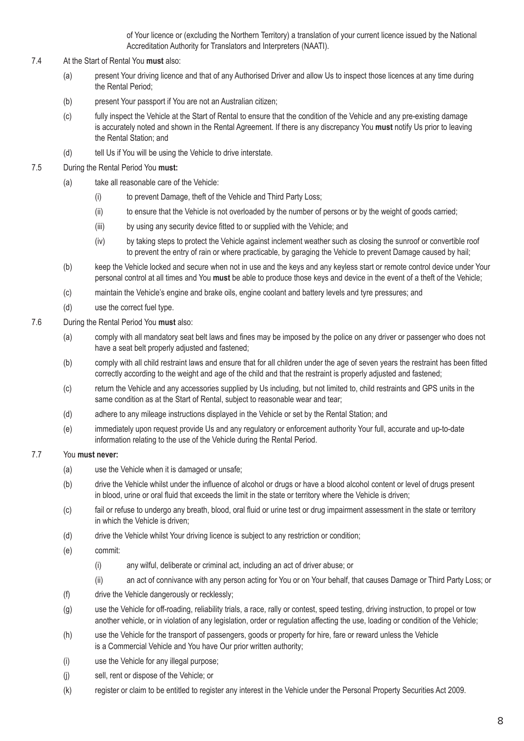of Your licence or (excluding the Northern Territory) a translation of your current licence issued by the National Accreditation Authority for Translators and Interpreters (NAATI).

7.4 At the Start of Rental You **must** also:

(a) present Your driving licence and that of any Authorised Driver and allow Us to inspect those licences at any time during the Rental Period;

(b) present Your passport if You are not an Australian citizen;

(c) fully inspect the Vehicle at the Start of Rental to ensure that the condition of the Vehicle and any pre-existing damage is accurately noted and shown in the Rental Agreement. If there is any discrepancy You **must** notify Us prior to leaving the Rental Station; and

(d) tell Us if You will be using the Vehicle to drive interstate.

7.5 During the Rental Period You **must:**

(a) take all reasonable care of the Vehicle:

(i) to prevent Damage, theft of the Vehicle and Third Party Loss;

(ii) to ensure that the Vehicle is not overloaded by the number of persons or by the weight of goods carried;

(iii) by using any security device fitted to or supplied with the Vehicle; and

(iv) by taking steps to protect the Vehicle against inclement weather such as closing the sunroof or convertible roof to prevent the entry of rain or where practicable, by garaging the Vehicle to prevent Damage caused by hail;

(b) keep the Vehicle locked and secure when not in use and the keys and any keyless start or remote control device under Your personal control at all times and You **must** be able to produce those keys and device in the event of a theft of the Vehicle;

(c) maintain the Vehicle's engine and brake oils, engine coolant and battery levels and tyre pressures; and

(d) use the correct fuel type.

7.6 During the Rental Period You **must** also:

(a) comply with all mandatory seat belt laws and fines may be imposed by the police on any driver or passenger who does not have a seat belt properly adjusted and fastened;

(b) comply with all child restraint laws and ensure that for all children under the age of seven years the restraint has been fitted correctly according to the weight and age of the child and that the restraint is properly adjusted and fastened;

(c) return the Vehicle and any accessories supplied by Us including, but not limited to, child restraints and GPS units in the same condition as at the Start of Rental, subject to reasonable wear and tear;

(d) adhere to any mileage instructions displayed in the Vehicle or set by the Rental Station; and

(e) immediately upon request provide Us and any regulatory or enforcement authority Your full, accurate and up-to-date information relating to the use of the Vehicle during the Rental Period.

7.7 You **must never:**

(a) use the Vehicle when it is damaged or unsafe;

(b) drive the Vehicle whilst under the influence of alcohol or drugs or have a blood alcohol content or level of drugs present in blood, urine or oral fluid that exceeds the limit in the state or territory where the Vehicle is driven;

(c) fail or refuse to undergo any breath, blood, oral fluid or urine test or drug impairment assessment in the state or territory in which the Vehicle is driven;

(d) drive the Vehicle whilst Your driving licence is subject to any restriction or condition;

(e) commit:

(i) any wilful, deliberate or criminal act, including an act of driver abuse; or

(ii) an act of connivance with any person acting for You or on Your behalf, that causes Damage or Third Party Loss; or

(f) drive the Vehicle dangerously or recklessly;

(g) use the Vehicle for off-roading, reliability trials, a race, rally or contest, speed testing, driving instruction, to propel or tow another vehicle, or in violation of any legislation, order or regulation affecting the use, loading or condition of the Vehicle;

(h) use the Vehicle for the transport of passengers, goods or property for hire, fare or reward unless the Vehicle is a Commercial Vehicle and You have Our prior written authority;

(i) use the Vehicle for any illegal purpose;

(j) sell, rent or dispose of the Vehicle; or

(k) register or claim to be entitled to register any interest in the Vehicle under the Personal Property Securities Act 2009.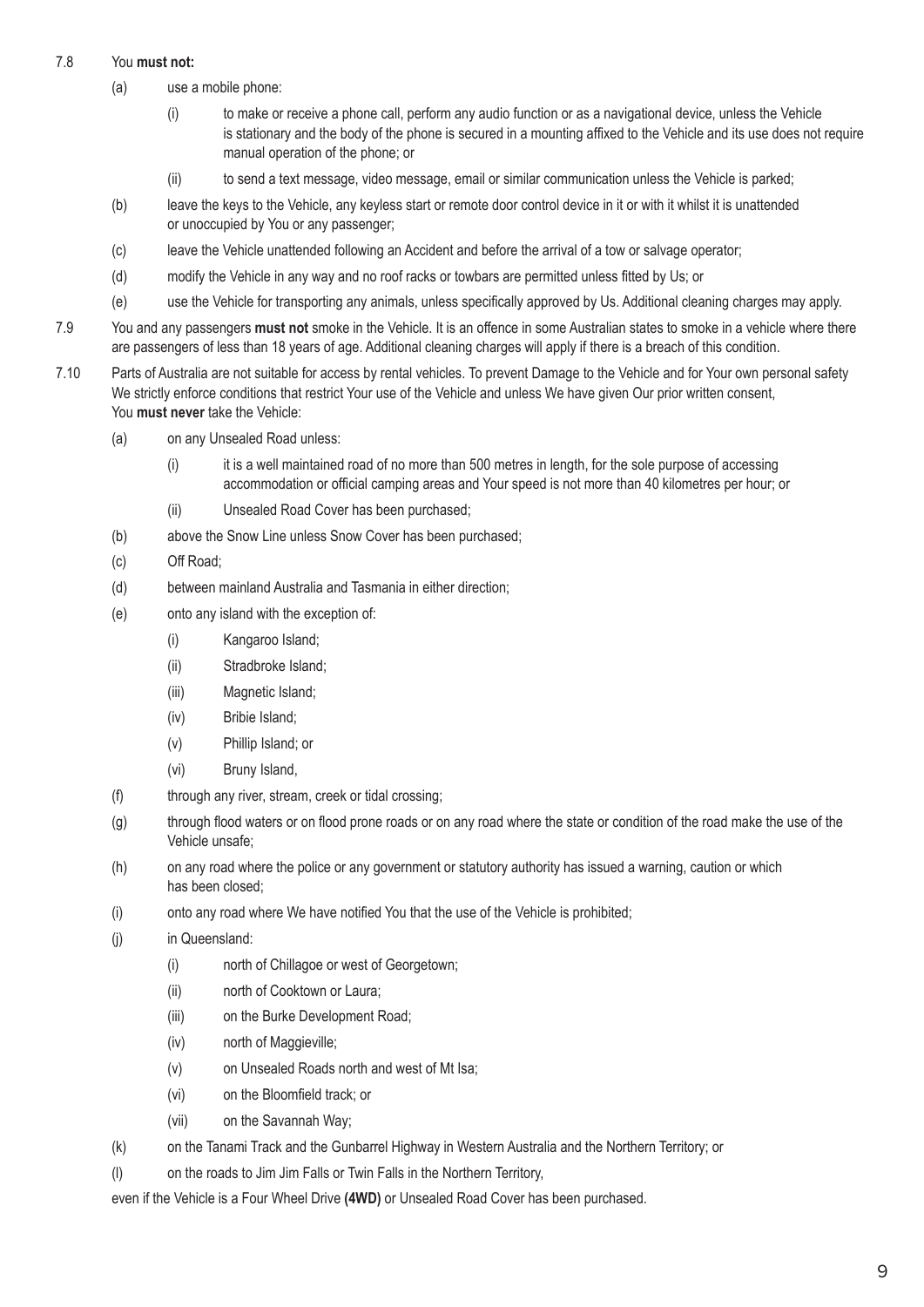7.8 You **must not:**

(a) use a mobile phone:

(i) to make or receive a phone call, perform any audio function or as a navigational device, unless the Vehicle is stationary and the body of the phone is secured in a mounting affixed to the Vehicle and its use does not require manual operation of the phone; or

(ii) to send a text message, video message, email or similar communication unless the Vehicle is parked;

(b) leave the keys to the Vehicle, any keyless start or remote door control device in it or with it whilst it is unattended or unoccupied by You or any passenger;

(c) leave the Vehicle unattended following an Accident and before the arrival of a tow or salvage operator;

(d) modify the Vehicle in any way and no roof racks or towbars are permitted unless fitted by Us; or

(e) use the Vehicle for transporting any animals, unless specifically approved by Us. Additional cleaning charges may apply.

7.9 You and any passengers **must not** smoke in the Vehicle. It is an offence in some Australian states to smoke in a vehicle where there are passengers of less than 18 years of age. Additional cleaning charges will apply if there is a breach of this condition.

7.10 Parts of Australia are not suitable for access by rental vehicles. To prevent Damage to the Vehicle and for Your own personal safety We strictly enforce conditions that restrict Your use of the Vehicle and unless We have given Our prior written consent, You **must never** take the Vehicle:

(a) on any Unsealed Road unless:

(i) it is a well maintained road of no more than 500 metres in length, for the sole purpose of accessing accommodation or official camping areas and Your speed is not more than 40 kilometres per hour; or

(ii) Unsealed Road Cover has been purchased;

(b) above the Snow Line unless Snow Cover has been purchased;

(c) Off Road;

(d) between mainland Australia and Tasmania in either direction;

(e) onto any island with the exception of:

(i) Kangaroo Island;

(ii) Stradbroke Island;

(iii) Magnetic Island;

(iv) Bribie Island;

(v) Phillip Island; or

(vi) Bruny Island,

(f) through any river, stream, creek or tidal crossing;

(g) through flood waters or on flood prone roads or on any road where the state or condition of the road make the use of the Vehicle unsafe;

(h) on any road where the police or any government or statutory authority has issued a warning, caution or which has been closed;

(i) onto any road where We have notified You that the use of the Vehicle is prohibited;

(j) in Queensland:

(i) north of Chillagoe or west of Georgetown;

(ii) north of Cooktown or Laura;

(iii) on the Burke Development Road;

(iv) north of Maggieville;

(v) on Unsealed Roads north and west of Mt Isa;

(vi) on the Bloomfield track; or

(vii) on the Savannah Way;

(k) on the Tanami Track and the Gunbarrel Highway in Western Australia and the Northern Territory; or

(l) on the roads to Jim Jim Falls or Twin Falls in the Northern Territory,

even if the Vehicle is a Four Wheel Drive **(4WD)** or Unsealed Road Cover has been purchased.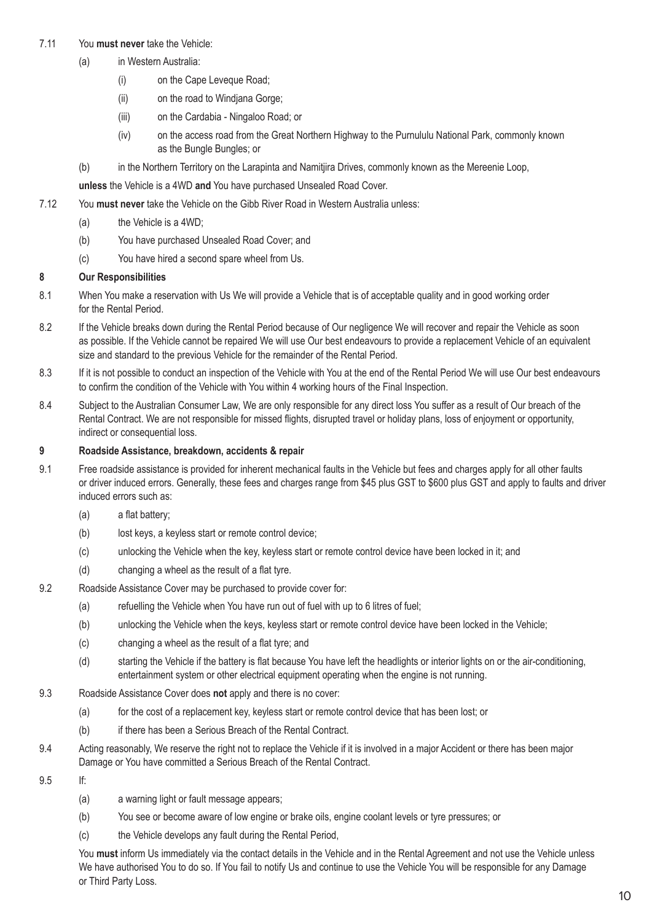7.11 You **must never** take the Vehicle:

(a) in Western Australia:

(i) on the Cape Leveque Road;

(ii) on the road to Windjana Gorge;

(iii) on the Cardabia - Ningaloo Road; or

(iv) on the access road from the Great Northern Highway to the Purnululu National Park, commonly known as the Bungle Bungles; or

(b) in the Northern Territory on the Larapinta and Namitjira Drives, commonly known as the Mereenie Loop,

**unless** the Vehicle is a 4WD **and** You have purchased Unsealed Road Cover.

7.12 You **must never** take the Vehicle on the Gibb River Road in Western Australia unless:

(a) the Vehicle is a 4WD;

(b) You have purchased Unsealed Road Cover; and

(c) You have hired a second spare wheel from Us.

## 8 Our Responsibilities

8.1 When You make a reservation with Us We will provide a Vehicle that is of acceptable quality and in good working order for the Rental Period.

8.2 If the Vehicle breaks down during the Rental Period because of Our negligence We will recover and repair the Vehicle as soon as possible. If the Vehicle cannot be repaired We will use Our best endeavours to provide a replacement Vehicle of an equivalent size and standard to the previous Vehicle for the remainder of the Rental Period.

8.3 If it is not possible to conduct an inspection of the Vehicle with You at the end of the Rental Period We will use Our best endeavours to confirm the condition of the Vehicle with You within 4 working hours of the Final Inspection.

8.4 Subject to the Australian Consumer Law, We are only responsible for any direct loss You suffer as a result of Our breach of the Rental Contract. We are not responsible for missed flights, disrupted travel or holiday plans, loss of enjoyment or opportunity, indirect or consequential loss.

## 9 Roadside Assistance, breakdown, accidents & repair

9.1 Free roadside assistance is provided for inherent mechanical faults in the Vehicle but fees and charges apply for all other faults or driver induced errors. Generally, these fees and charges range from $45 plus GST to $600 plus GST and apply to faults and driver induced errors such as:

(a) a flat battery;

(b) lost keys, a keyless start or remote control device;

(c) unlocking the Vehicle when the key, keyless start or remote control device have been locked in it; and

(d) changing a wheel as the result of a flat tyre.

9.2 Roadside Assistance Cover may be purchased to provide cover for:

(a) refuelling the Vehicle when You have run out of fuel with up to 6 litres of fuel;

(b) unlocking the Vehicle when the keys, keyless start or remote control device have been locked in the Vehicle;

(c) changing a wheel as the result of a flat tyre; and

(d) starting the Vehicle if the battery is flat because You have left the headlights or interior lights on or the air-conditioning, entertainment system or other electrical equipment operating when the engine is not running.

9.3 Roadside Assistance Cover does **not** apply and there is no cover:

(a) for the cost of a replacement key, keyless start or remote control device that has been lost; or

(b) if there has been a Serious Breach of the Rental Contract.

9.4 Acting reasonably, We reserve the right not to replace the Vehicle if it is involved in a major Accident or there has been major Damage or You have committed a Serious Breach of the Rental Contract.

9.5 If:

(a) a warning light or fault message appears;

(b) You see or become aware of low engine or brake oils, engine coolant levels or tyre pressures; or

(c) the Vehicle develops any fault during the Rental Period,

You **must** inform Us immediately via the contact details in the Vehicle and in the Rental Agreement and not use the Vehicle unless We have authorised You to do so. If You fail to notify Us and continue to use the Vehicle You will be responsible for any Damage or Third Party Loss.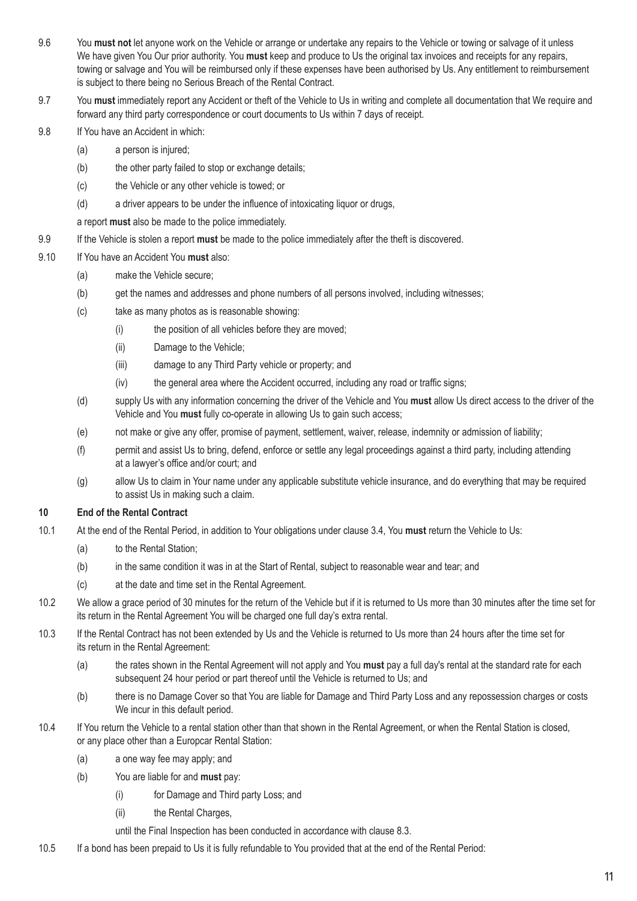9.6 You **must not** let anyone work on the Vehicle or arrange or undertake any repairs to the Vehicle or towing or salvage of it unless We have given You Our prior authority. You **must** keep and produce to Us the original tax invoices and receipts for any repairs, towing or salvage and You will be reimbursed only if these expenses have been authorised by Us. Any entitlement to reimbursement is subject to there being no Serious Breach of the Rental Contract.

9.7 You **must** immediately report any Accident or theft of the Vehicle to Us in writing and complete all documentation that We require and forward any third party correspondence or court documents to Us within 7 days of receipt.

9.8 If You have an Accident in which:

- (a) a person is injured;
- (b) the other party failed to stop or exchange details;
- (c) the Vehicle or any other vehicle is towed; or
- (d) a driver appears to be under the influence of intoxicating liquor or drugs,

a report **must** also be made to the police immediately.

9.9 If the Vehicle is stolen a report **must** be made to the police immediately after the theft is discovered.

9.10 If You have an Accident You **must** also:

- (a) make the Vehicle secure;
- (b) get the names and addresses and phone numbers of all persons involved, including witnesses;
- (c) take as many photos as is reasonable showing:
  - (i) the position of all vehicles before they are moved;
  - (ii) Damage to the Vehicle;
  - (iii) damage to any Third Party vehicle or property; and
  - (iv) the general area where the Accident occurred, including any road or traffic signs;
- (d) supply Us with any information concerning the driver of the Vehicle and You **must** allow Us direct access to the driver of the Vehicle and You **must** fully co-operate in allowing Us to gain such access;
- (e) not make or give any offer, promise of payment, settlement, waiver, release, indemnity or admission of liability;
- (f) permit and assist Us to bring, defend, enforce or settle any legal proceedings against a third party, including attending at a lawyer's office and/or court; and
- (g) allow Us to claim in Your name under any applicable substitute vehicle insurance, and do everything that may be required to assist Us in making such a claim.

## 10 End of the Rental Contract

10.1 At the end of the Rental Period, in addition to Your obligations under clause 3.4, You **must** return the Vehicle to Us:

- (a) to the Rental Station;
- (b) in the same condition it was in at the Start of Rental, subject to reasonable wear and tear; and
- (c) at the date and time set in the Rental Agreement.

10.2 We allow a grace period of 30 minutes for the return of the Vehicle but if it is returned to Us more than 30 minutes after the time set for its return in the Rental Agreement You will be charged one full day's extra rental.

10.3 If the Rental Contract has not been extended by Us and the Vehicle is returned to Us more than 24 hours after the time set for its return in the Rental Agreement:

- (a) the rates shown in the Rental Agreement will not apply and You **must** pay a full day's rental at the standard rate for each subsequent 24 hour period or part thereof until the Vehicle is returned to Us; and
- (b) there is no Damage Cover so that You are liable for Damage and Third Party Loss and any repossession charges or costs We incur in this default period.

10.4 If You return the Vehicle to a rental station other than that shown in the Rental Agreement, or when the Rental Station is closed, or any place other than a Europcar Rental Station:

- (a) a one way fee may apply; and
- (b) You are liable for and **must** pay:
  - (i) for Damage and Third party Loss; and
  - (ii) the Rental Charges,

until the Final Inspection has been conducted in accordance with clause 8.3.

10.5 If a bond has been prepaid to Us it is fully refundable to You provided that at the end of the Rental Period: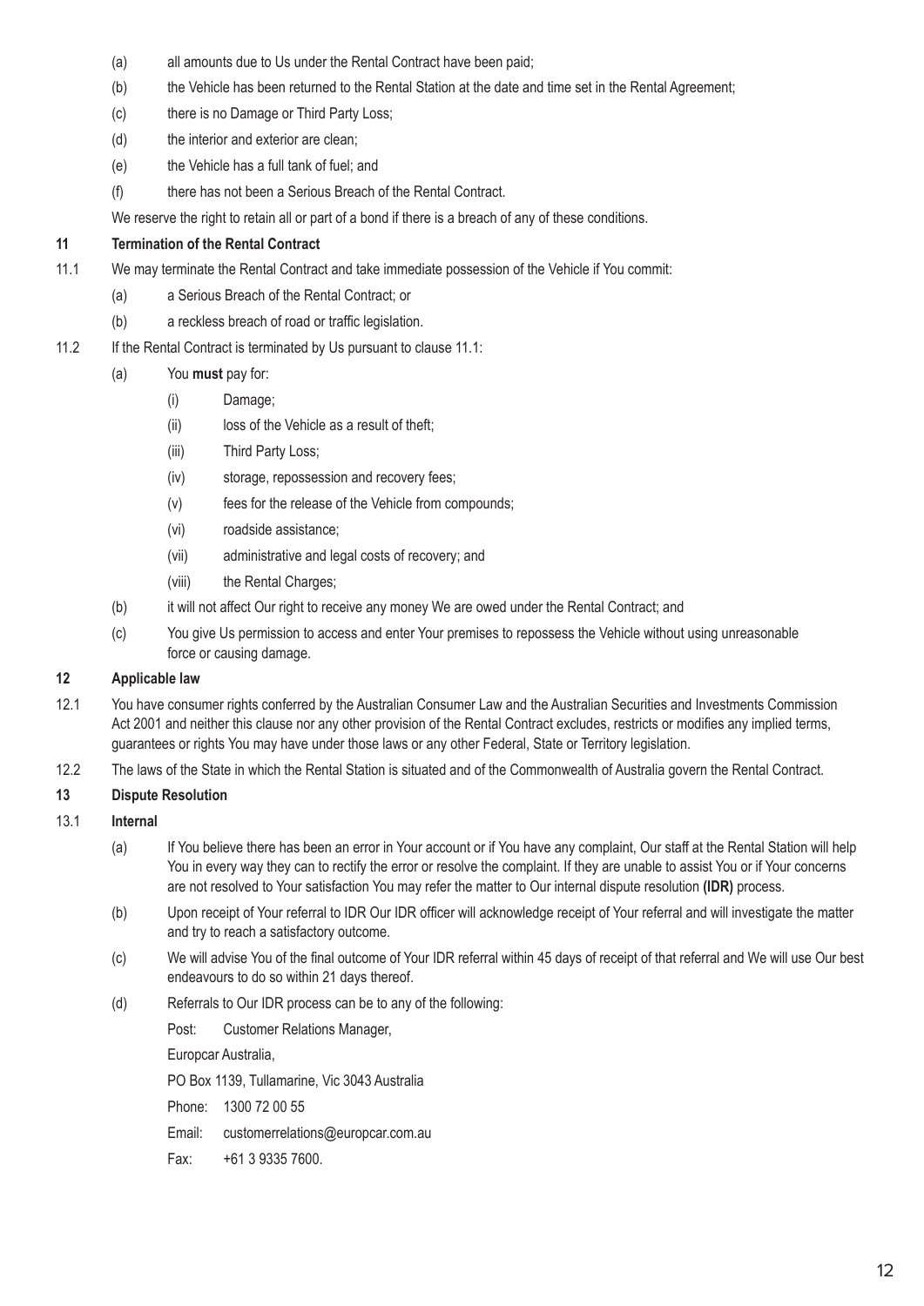(a) all amounts due to Us under the Rental Contract have been paid;

(b) the Vehicle has been returned to the Rental Station at the date and time set in the Rental Agreement;

(c) there is no Damage or Third Party Loss;

(d) the interior and exterior are clean;

(e) the Vehicle has a full tank of fuel; and

(f) there has not been a Serious Breach of the Rental Contract.

We reserve the right to retain all or part of a bond if there is a breach of any of these conditions.

## 11 Termination of the Rental Contract

11.1 We may terminate the Rental Contract and take immediate possession of the Vehicle if You commit:

(a) a Serious Breach of the Rental Contract; or

(b) a reckless breach of road or traffic legislation.

11.2 If the Rental Contract is terminated by Us pursuant to clause 11.1:

(a) You **must** pay for:

(i) Damage;

(ii) loss of the Vehicle as a result of theft;

(iii) Third Party Loss;

(iv) storage, repossession and recovery fees;

(v) fees for the release of the Vehicle from compounds;

(vi) roadside assistance;

(vii) administrative and legal costs of recovery; and

(viii) the Rental Charges;

(b) it will not affect Our right to receive any money We are owed under the Rental Contract; and

(c) You give Us permission to access and enter Your premises to repossess the Vehicle without using unreasonable force or causing damage.

## 12 Applicable law

12.1 You have consumer rights conferred by the Australian Consumer Law and the Australian Securities and Investments Commission Act 2001 and neither this clause nor any other provision of the Rental Contract excludes, restricts or modifies any implied terms, guarantees or rights You may have under those laws or any other Federal, State or Territory legislation.

12.2 The laws of the State in which the Rental Station is situated and of the Commonwealth of Australia govern the Rental Contract.

## 13 Dispute Resolution

### 13.1 Internal

(a) If You believe there has been an error in Your account or if You have any complaint, Our staff at the Rental Station will help You in every way they can to rectify the error or resolve the complaint. If they are unable to assist You or if Your concerns are not resolved to Your satisfaction You may refer the matter to Our internal dispute resolution **(IDR)** process.

(b) Upon receipt of Your referral to IDR Our IDR officer will acknowledge receipt of Your referral and will investigate the matter and try to reach a satisfactory outcome.

(c) We will advise You of the final outcome of Your IDR referral within 45 days of receipt of that referral and We will use Our best endeavours to do so within 21 days thereof.

(d) Referrals to Our IDR process can be to any of the following:

Post: Customer Relations Manager,

Europcar Australia,

PO Box 1139, Tullamarine, Vic 3043 Australia

Phone: 1300 72 00 55

Email: customerrelations@europcar.com.au

Fax: +61 3 9335 7600.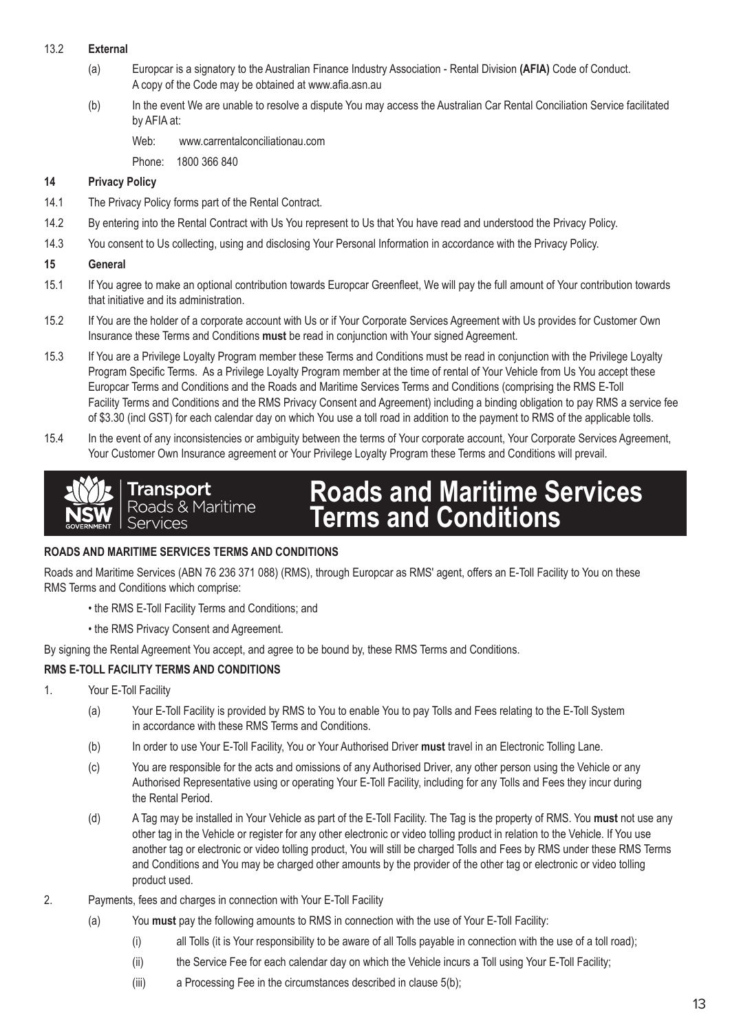13.2 **External**

(a) Europcar is a signatory to the Australian Finance Industry Association - Rental Division **(AFIA)** Code of Conduct. A copy of the Code may be obtained at www.afia.asn.au

(b) In the event We are unable to resolve a dispute You may access the Australian Car Rental Conciliation Service facilitated by AFIA at:

Web: www.carrentalconciliationau.com

Phone: 1800 366 840

**14 Privacy Policy**

14.1 The Privacy Policy forms part of the Rental Contract.

14.2 By entering into the Rental Contract with Us You represent to Us that You have read and understood the Privacy Policy.

14.3 You consent to Us collecting, using and disclosing Your Personal Information in accordance with the Privacy Policy.

**15 General**

15.1 If You agree to make an optional contribution towards Europcar Greenfleet, We will pay the full amount of Your contribution towards that initiative and its administration.

15.2 If You are the holder of a corporate account with Us or if Your Corporate Services Agreement with Us provides for Customer Own Insurance these Terms and Conditions **must** be read in conjunction with Your signed Agreement.

15.3 If You are a Privilege Loyalty Program member these Terms and Conditions must be read in conjunction with the Privilege Loyalty Program Specific Terms. As a Privilege Loyalty Program member at the time of rental of Your Vehicle from Us You accept these Europcar Terms and Conditions and the Roads and Maritime Services Terms and Conditions (comprising the RMS E-Toll Facility Terms and Conditions and the RMS Privacy Consent and Agreement) including a binding obligation to pay RMS a service fee of $3.30 (incl GST) for each calendar day on which You use a toll road in addition to the payment to RMS of the applicable tolls.

15.4 In the event of any inconsistencies or ambiguity between the terms of Your corporate account, Your Corporate Services Agreement, Your Customer Own Insurance agreement or Your Privilege Loyalty Program these Terms and Conditions will prevail.

Transport | Roads & Maritime Services

# Roads and Maritime Services Terms and Conditions

**ROADS AND MARITIME SERVICES TERMS AND CONDITIONS**

Roads and Maritime Services (ABN 76 236 371 088) (RMS), through Europcar as RMS' agent, offers an E-Toll Facility to You on these RMS Terms and Conditions which comprise:

- the RMS E-Toll Facility Terms and Conditions; and
- the RMS Privacy Consent and Agreement.

By signing the Rental Agreement You accept, and agree to be bound by, these RMS Terms and Conditions.

**RMS E-TOLL FACILITY TERMS AND CONDITIONS**

1. Your E-Toll Facility

(a) Your E-Toll Facility is provided by RMS to You to enable You to pay Tolls and Fees relating to the E-Toll System in accordance with these RMS Terms and Conditions.

(b) In order to use Your E-Toll Facility, You or Your Authorised Driver **must** travel in an Electronic Tolling Lane.

(c) You are responsible for the acts and omissions of any Authorised Driver, any other person using the Vehicle or any Authorised Representative using or operating Your E-Toll Facility, including for any Tolls and Fees they incur during the Rental Period.

(d) A Tag may be installed in Your Vehicle as part of the E-Toll Facility. The Tag is the property of RMS. You **must** not use any other tag in the Vehicle or register for any other electronic or video tolling product in relation to the Vehicle. If You use another tag or electronic or video tolling product, You will still be charged Tolls and Fees by RMS under these RMS Terms and Conditions and You may be charged other amounts by the provider of the other tag or electronic or video tolling product used.

2. Payments, fees and charges in connection with Your E-Toll Facility

(a) You **must** pay the following amounts to RMS in connection with the use of Your E-Toll Facility:

(i) all Tolls (it is Your responsibility to be aware of all Tolls payable in connection with the use of a toll road);

(ii) the Service Fee for each calendar day on which the Vehicle incurs a Toll using Your E-Toll Facility;

(iii) a Processing Fee in the circumstances described in clause 5(b);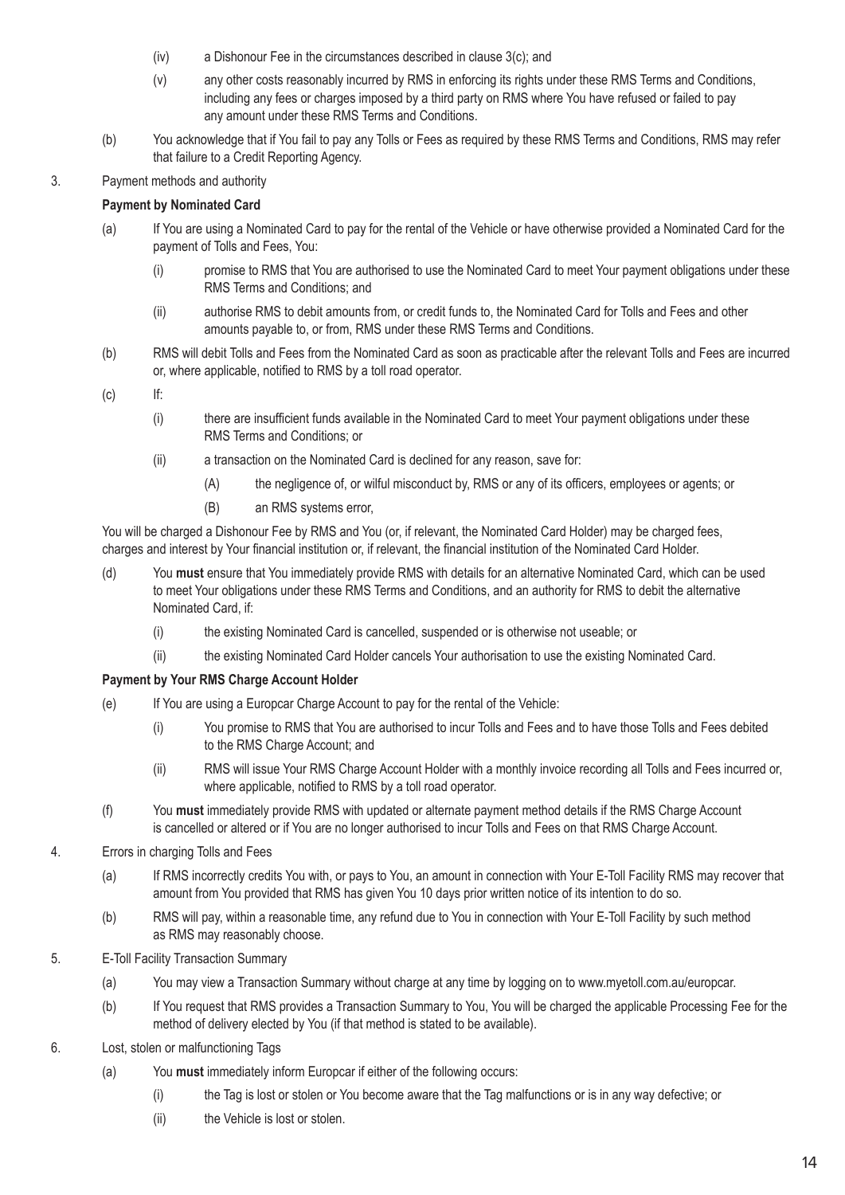(iv) a Dishonour Fee in the circumstances described in clause 3(c); and

(v) any other costs reasonably incurred by RMS in enforcing its rights under these RMS Terms and Conditions, including any fees or charges imposed by a third party on RMS where You have refused or failed to pay any amount under these RMS Terms and Conditions.

(b) You acknowledge that if You fail to pay any Tolls or Fees as required by these RMS Terms and Conditions, RMS may refer that failure to a Credit Reporting Agency.

3. Payment methods and authority

**Payment by Nominated Card**

(a) If You are using a Nominated Card to pay for the rental of the Vehicle or have otherwise provided a Nominated Card for the payment of Tolls and Fees, You:

(i) promise to RMS that You are authorised to use the Nominated Card to meet Your payment obligations under these RMS Terms and Conditions; and

(ii) authorise RMS to debit amounts from, or credit funds to, the Nominated Card for Tolls and Fees and other amounts payable to, or from, RMS under these RMS Terms and Conditions.

(b) RMS will debit Tolls and Fees from the Nominated Card as soon as practicable after the relevant Tolls and Fees are incurred or, where applicable, notified to RMS by a toll road operator.

(c) If:

(i) there are insufficient funds available in the Nominated Card to meet Your payment obligations under these RMS Terms and Conditions; or

(ii) a transaction on the Nominated Card is declined for any reason, save for:

(A) the negligence of, or wilful misconduct by, RMS or any of its officers, employees or agents; or

(B) an RMS systems error,

You will be charged a Dishonour Fee by RMS and You (or, if relevant, the Nominated Card Holder) may be charged fees, charges and interest by Your financial institution or, if relevant, the financial institution of the Nominated Card Holder.

(d) You **must** ensure that You immediately provide RMS with details for an alternative Nominated Card, which can be used to meet Your obligations under these RMS Terms and Conditions, and an authority for RMS to debit the alternative Nominated Card, if:

(i) the existing Nominated Card is cancelled, suspended or is otherwise not useable; or

(ii) the existing Nominated Card Holder cancels Your authorisation to use the existing Nominated Card.

**Payment by Your RMS Charge Account Holder**

(e) If You are using a Europcar Charge Account to pay for the rental of the Vehicle:

(i) You promise to RMS that You are authorised to incur Tolls and Fees and to have those Tolls and Fees debited to the RMS Charge Account; and

(ii) RMS will issue Your RMS Charge Account Holder with a monthly invoice recording all Tolls and Fees incurred or, where applicable, notified to RMS by a toll road operator.

(f) You **must** immediately provide RMS with updated or alternate payment method details if the RMS Charge Account is cancelled or altered or if You are no longer authorised to incur Tolls and Fees on that RMS Charge Account.

4. Errors in charging Tolls and Fees

(a) If RMS incorrectly credits You with, or pays to You, an amount in connection with Your E-Toll Facility RMS may recover that amount from You provided that RMS has given You 10 days prior written notice of its intention to do so.

(b) RMS will pay, within a reasonable time, any refund due to You in connection with Your E-Toll Facility by such method as RMS may reasonably choose.

5. E-Toll Facility Transaction Summary

(a) You may view a Transaction Summary without charge at any time by logging on to www.myetoll.com.au/europcar.

(b) If You request that RMS provides a Transaction Summary to You, You will be charged the applicable Processing Fee for the method of delivery elected by You (if that method is stated to be available).

6. Lost, stolen or malfunctioning Tags

(a) You **must** immediately inform Europcar if either of the following occurs:

(i) the Tag is lost or stolen or You become aware that the Tag malfunctions or is in any way defective; or

(ii) the Vehicle is lost or stolen.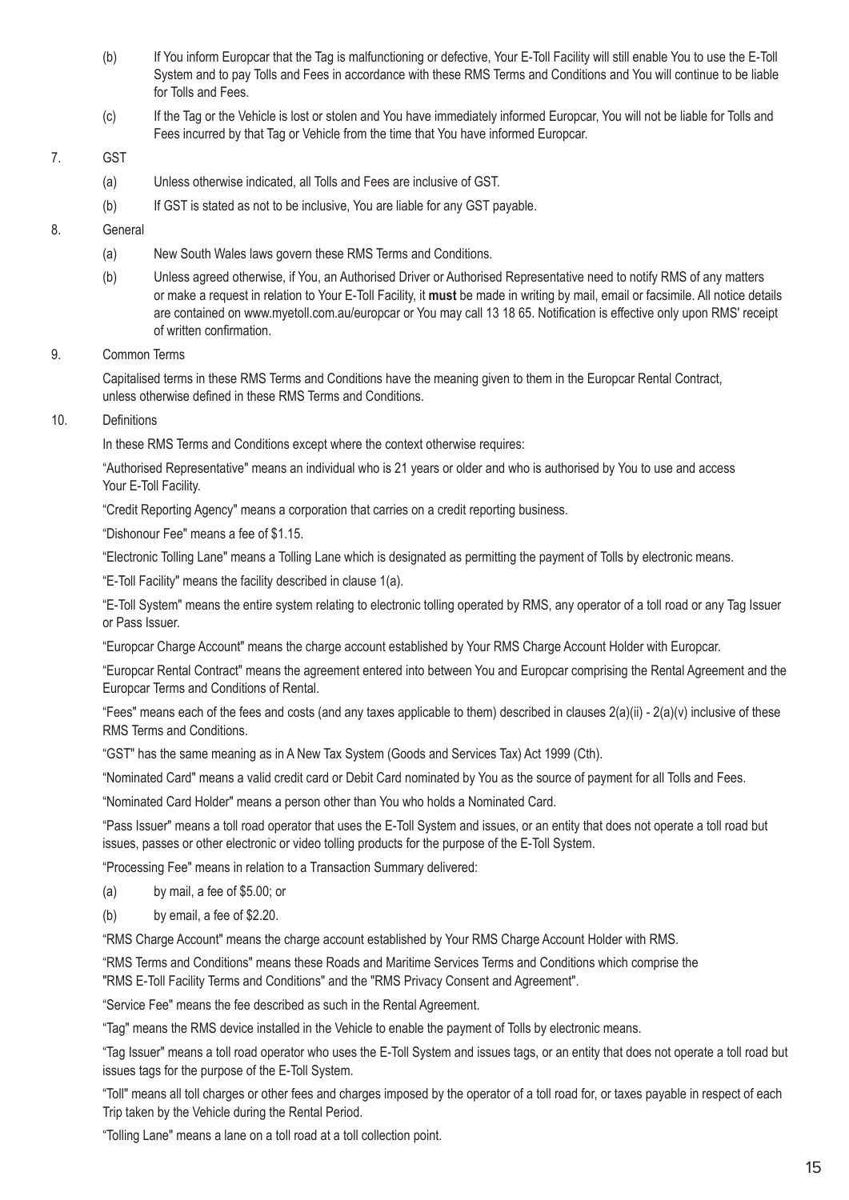(b) If You inform Europcar that the Tag is malfunctioning or defective, Your E-Toll Facility will still enable You to use the E-Toll System and to pay Tolls and Fees in accordance with these RMS Terms and Conditions and You will continue to be liable for Tolls and Fees.

(c) If the Tag or the Vehicle is lost or stolen and You have immediately informed Europcar, You will not be liable for Tolls and Fees incurred by that Tag or Vehicle from the time that You have informed Europcar.

7. GST

(a) Unless otherwise indicated, all Tolls and Fees are inclusive of GST.

(b) If GST is stated as not to be inclusive, You are liable for any GST payable.

8. General

(a) New South Wales laws govern these RMS Terms and Conditions.

(b) Unless agreed otherwise, if You, an Authorised Driver or Authorised Representative need to notify RMS of any matters or make a request in relation to Your E-Toll Facility, it **must** be made in writing by mail, email or facsimile. All notice details are contained on www.myetoll.com.au/europcar or You may call 13 18 65. Notification is effective only upon RMS' receipt of written confirmation.

9. Common Terms

Capitalised terms in these RMS Terms and Conditions have the meaning given to them in the Europcar Rental Contract, unless otherwise defined in these RMS Terms and Conditions.

10. Definitions

In these RMS Terms and Conditions except where the context otherwise requires:

"Authorised Representative" means an individual who is 21 years or older and who is authorised by You to use and access Your E-Toll Facility.

"Credit Reporting Agency" means a corporation that carries on a credit reporting business.

"Dishonour Fee" means a fee of $1.15.

"Electronic Tolling Lane" means a Tolling Lane which is designated as permitting the payment of Tolls by electronic means.

"E-Toll Facility" means the facility described in clause 1(a).

"E-Toll System" means the entire system relating to electronic tolling operated by RMS, any operator of a toll road or any Tag Issuer or Pass Issuer.

"Europcar Charge Account" means the charge account established by Your RMS Charge Account Holder with Europcar.

"Europcar Rental Contract" means the agreement entered into between You and Europcar comprising the Rental Agreement and the Europcar Terms and Conditions of Rental.

"Fees" means each of the fees and costs (and any taxes applicable to them) described in clauses 2(a)(ii) - 2(a)(v) inclusive of these RMS Terms and Conditions.

"GST" has the same meaning as in A New Tax System (Goods and Services Tax) Act 1999 (Cth).

"Nominated Card" means a valid credit card or Debit Card nominated by You as the source of payment for all Tolls and Fees.

"Nominated Card Holder" means a person other than You who holds a Nominated Card.

"Pass Issuer" means a toll road operator that uses the E-Toll System and issues, or an entity that does not operate a toll road but issues, passes or other electronic or video tolling products for the purpose of the E-Toll System.

"Processing Fee" means in relation to a Transaction Summary delivered:

(a) by mail, a fee of $5.00; or

(b) by email, a fee of $2.20.

"RMS Charge Account" means the charge account established by Your RMS Charge Account Holder with RMS.

"RMS Terms and Conditions" means these Roads and Maritime Services Terms and Conditions which comprise the "RMS E-Toll Facility Terms and Conditions" and the "RMS Privacy Consent and Agreement".

"Service Fee" means the fee described as such in the Rental Agreement.

"Tag" means the RMS device installed in the Vehicle to enable the payment of Tolls by electronic means.

"Tag Issuer" means a toll road operator who uses the E-Toll System and issues tags, or an entity that does not operate a toll road but issues tags for the purpose of the E-Toll System.

"Toll" means all toll charges or other fees and charges imposed by the operator of a toll road for, or taxes payable in respect of each Trip taken by the Vehicle during the Rental Period.

"Tolling Lane" means a lane on a toll road at a toll collection point.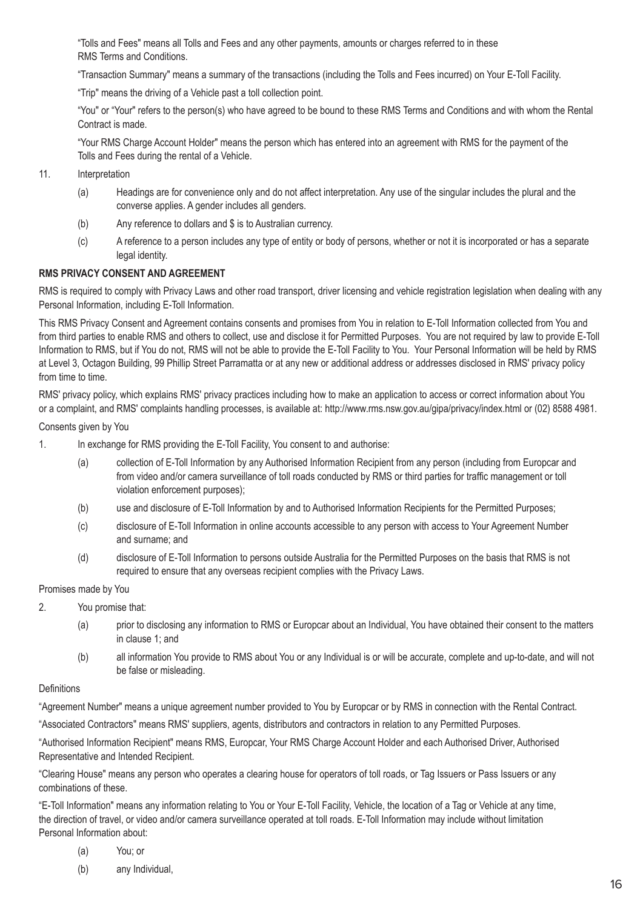"Tolls and Fees" means all Tolls and Fees and any other payments, amounts or charges referred to in these RMS Terms and Conditions.

"Transaction Summary" means a summary of the transactions (including the Tolls and Fees incurred) on Your E-Toll Facility.

"Trip" means the driving of a Vehicle past a toll collection point.

"You" or "Your" refers to the person(s) who have agreed to be bound to these RMS Terms and Conditions and with whom the Rental Contract is made.

"Your RMS Charge Account Holder" means the person which has entered into an agreement with RMS for the payment of the Tolls and Fees during the rental of a Vehicle.

11. Interpretation

   (a) Headings are for convenience only and do not affect interpretation. Any use of the singular includes the plural and the converse applies. A gender includes all genders.

   (b) Any reference to dollars and $ is to Australian currency.

   (c) A reference to a person includes any type of entity or body of persons, whether or not it is incorporated or has a separate legal identity.

**RMS PRIVACY CONSENT AND AGREEMENT**

RMS is required to comply with Privacy Laws and other road transport, driver licensing and vehicle registration legislation when dealing with any Personal Information, including E-Toll Information.

This RMS Privacy Consent and Agreement contains consents and promises from You in relation to E-Toll Information collected from You and from third parties to enable RMS and others to collect, use and disclose it for Permitted Purposes. You are not required by law to provide E-Toll Information to RMS, but if You do not, RMS will not be able to provide the E-Toll Facility to You. Your Personal Information will be held by RMS at Level 3, Octagon Building, 99 Phillip Street Parramatta or at any new or additional address or addresses disclosed in RMS' privacy policy from time to time.

RMS' privacy policy, which explains RMS' privacy practices including how to make an application to access or correct information about You or a complaint, and RMS' complaints handling processes, is available at: http://www.rms.nsw.gov.au/gipa/privacy/index.html or (02) 8588 4981.

Consents given by You

1. In exchange for RMS providing the E-Toll Facility, You consent to and authorise:

   (a) collection of E-Toll Information by any Authorised Information Recipient from any person (including from Europcar and from video and/or camera surveillance of toll roads conducted by RMS or third parties for traffic management or toll violation enforcement purposes);

   (b) use and disclosure of E-Toll Information by and to Authorised Information Recipients for the Permitted Purposes;

   (c) disclosure of E-Toll Information in online accounts accessible to any person with access to Your Agreement Number and surname; and

   (d) disclosure of E-Toll Information to persons outside Australia for the Permitted Purposes on the basis that RMS is not required to ensure that any overseas recipient complies with the Privacy Laws.

Promises made by You

2. You promise that:

   (a) prior to disclosing any information to RMS or Europcar about an Individual, You have obtained their consent to the matters in clause 1; and

   (b) all information You provide to RMS about You or any Individual is or will be accurate, complete and up-to-date, and will not be false or misleading.

Definitions

"Agreement Number" means a unique agreement number provided to You by Europcar or by RMS in connection with the Rental Contract.

"Associated Contractors" means RMS' suppliers, agents, distributors and contractors in relation to any Permitted Purposes.

"Authorised Information Recipient" means RMS, Europcar, Your RMS Charge Account Holder and each Authorised Driver, Authorised Representative and Intended Recipient.

"Clearing House" means any person who operates a clearing house for operators of toll roads, or Tag Issuers or Pass Issuers or any combinations of these.

"E-Toll Information" means any information relating to You or Your E-Toll Facility, Vehicle, the location of a Tag or Vehicle at any time, the direction of travel, or video and/or camera surveillance operated at toll roads. E-Toll Information may include without limitation Personal Information about:

   (a) You; or

   (b) any Individual,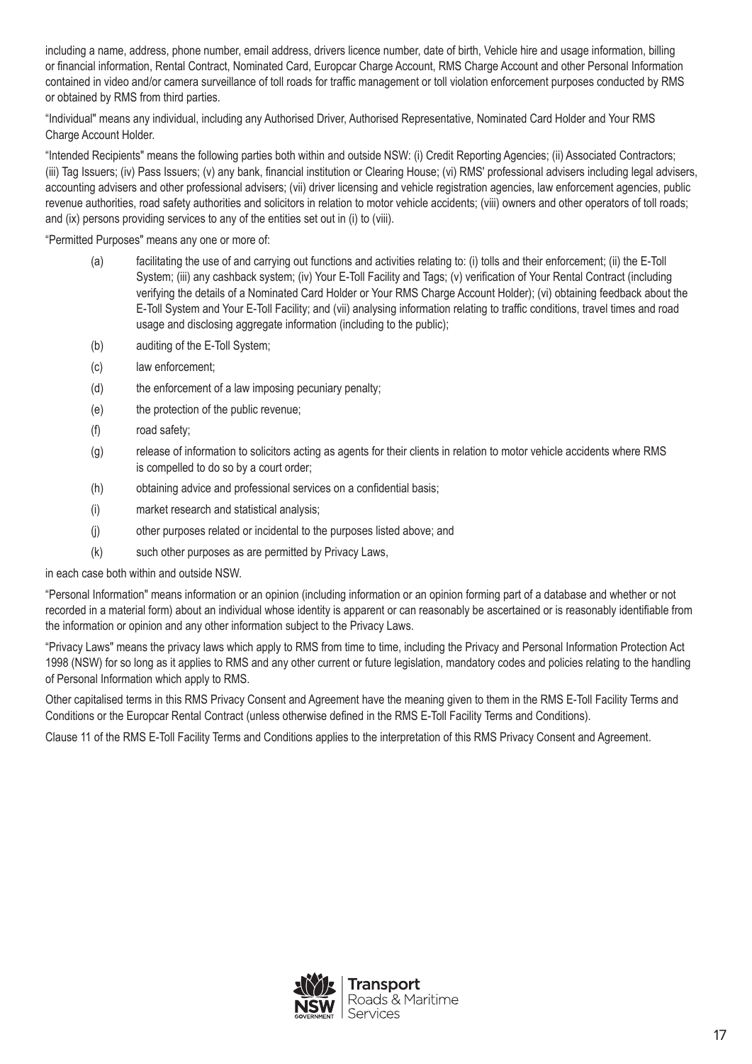including a name, address, phone number, email address, drivers licence number, date of birth, Vehicle hire and usage information, billing or financial information, Rental Contract, Nominated Card, Europcar Charge Account, RMS Charge Account and other Personal Information contained in video and/or camera surveillance of toll roads for traffic management or toll violation enforcement purposes conducted by RMS or obtained by RMS from third parties.

"Individual" means any individual, including any Authorised Driver, Authorised Representative, Nominated Card Holder and Your RMS Charge Account Holder.

"Intended Recipients" means the following parties both within and outside NSW: (i) Credit Reporting Agencies; (ii) Associated Contractors; (iii) Tag Issuers; (iv) Pass Issuers; (v) any bank, financial institution or Clearing House; (vi) RMS' professional advisers including legal advisers, accounting advisers and other professional advisers; (vii) driver licensing and vehicle registration agencies, law enforcement agencies, public revenue authorities, road safety authorities and solicitors in relation to motor vehicle accidents; (viii) owners and other operators of toll roads; and (ix) persons providing services to any of the entities set out in (i) to (viii).

"Permitted Purposes" means any one or more of:

(a) facilitating the use of and carrying out functions and activities relating to: (i) tolls and their enforcement; (ii) the E-Toll System; (iii) any cashback system; (iv) Your E-Toll Facility and Tags; (v) verification of Your Rental Contract (including verifying the details of a Nominated Card Holder or Your RMS Charge Account Holder); (vi) obtaining feedback about the E-Toll System and Your E-Toll Facility; and (vii) analysing information relating to traffic conditions, travel times and road usage and disclosing aggregate information (including to the public);

(b) auditing of the E-Toll System;

(c) law enforcement;

(d) the enforcement of a law imposing pecuniary penalty;

(e) the protection of the public revenue;

(f) road safety;

(g) release of information to solicitors acting as agents for their clients in relation to motor vehicle accidents where RMS is compelled to do so by a court order;

(h) obtaining advice and professional services on a confidential basis;

(i) market research and statistical analysis;

(j) other purposes related or incidental to the purposes listed above; and

(k) such other purposes as are permitted by Privacy Laws,

in each case both within and outside NSW.

"Personal Information" means information or an opinion (including information or an opinion forming part of a database and whether or not recorded in a material form) about an individual whose identity is apparent or can reasonably be ascertained or is reasonably identifiable from the information or opinion and any other information subject to the Privacy Laws.

"Privacy Laws" means the privacy laws which apply to RMS from time to time, including the Privacy and Personal Information Protection Act 1998 (NSW) for so long as it applies to RMS and any other current or future legislation, mandatory codes and policies relating to the handling of Personal Information which apply to RMS.

Other capitalised terms in this RMS Privacy Consent and Agreement have the meaning given to them in the RMS E-Toll Facility Terms and Conditions or the Europcar Rental Contract (unless otherwise defined in the RMS E-Toll Facility Terms and Conditions).

Clause 11 of the RMS E-Toll Facility Terms and Conditions applies to the interpretation of this RMS Privacy Consent and Agreement.

NSW GOVERNMENT | Transport Roads & Maritime Services